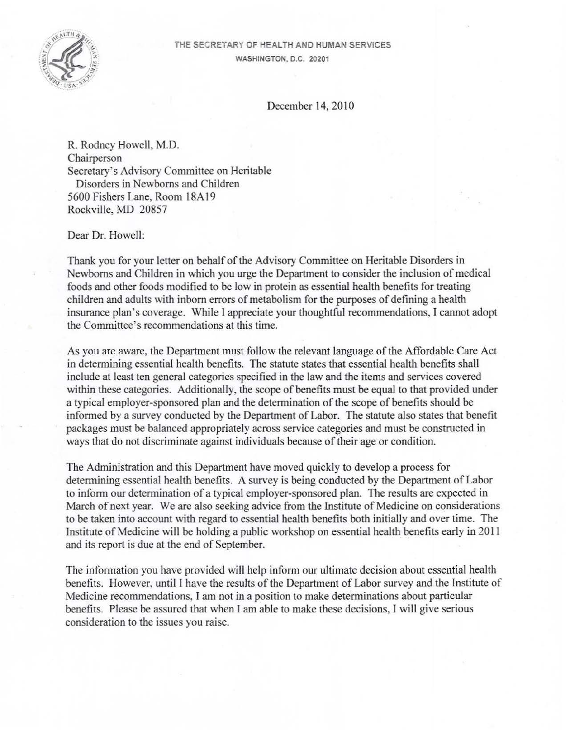THE SECRETARY OF HEALTH AND HUMAN SERVICES
WASHINGTON, D.C. 20201

December 14, 2010

R. Rodney Howell, M.D.
Chairperson
Secretary's Advisory Committee on Heritable
Disorders in Newborns and Children
5600 Fishers Lane, Room 18A19
Rockville, MD 20857

Dear Dr. Howell:

Thank you for your letter on behalf of the Advisory Committee on Heritable Disorders in Newborns and Children in which you urge the Department to consider the inclusion of medical foods and other foods modified to be low in protein as essential health benefits for treating children and adults with inborn errors of metabolism for the purposes of defining a health insurance plan's coverage. While I appreciate your thoughtful recommendations, I cannot adopt the Committee's recommendations at this time.

As you are aware, the Department must follow the relevant language of the Affordable Care Act in determining essential health benefits. The statute states that essential health benefits shall include at least ten general categories specified in the law and the items and services covered within these categories. Additionally, the scope of benefits must be equal to that provided under a typical employer-sponsored plan and the determination of the scope of benefits should be informed by a survey conducted by the Department of Labor. The statute also states that benefit packages must be balanced appropriately across service categories and must be constructed in ways that do not discriminate against individuals because of their age or condition.

The Administration and this Department have moved quickly to develop a process for determining essential health benefits. A survey is being conducted by the Department of Labor to inform our determination of a typical employer-sponsored plan. The results are expected in March of next year. We are also seeking advice from the Institute of Medicine on considerations to be taken into account with regard to essential health benefits both initially and over time. The Institute of Medicine will be holding a public workshop on essential health benefits early in 2011 and its report is due at the end of September.

The information you have provided will help inform our ultimate decision about essential health benefits. However, until I have the results of the Department of Labor survey and the Institute of Medicine recommendations, I am not in a position to make determinations about particular benefits. Please be assured that when I am able to make these decisions, I will give serious consideration to the issues you raise.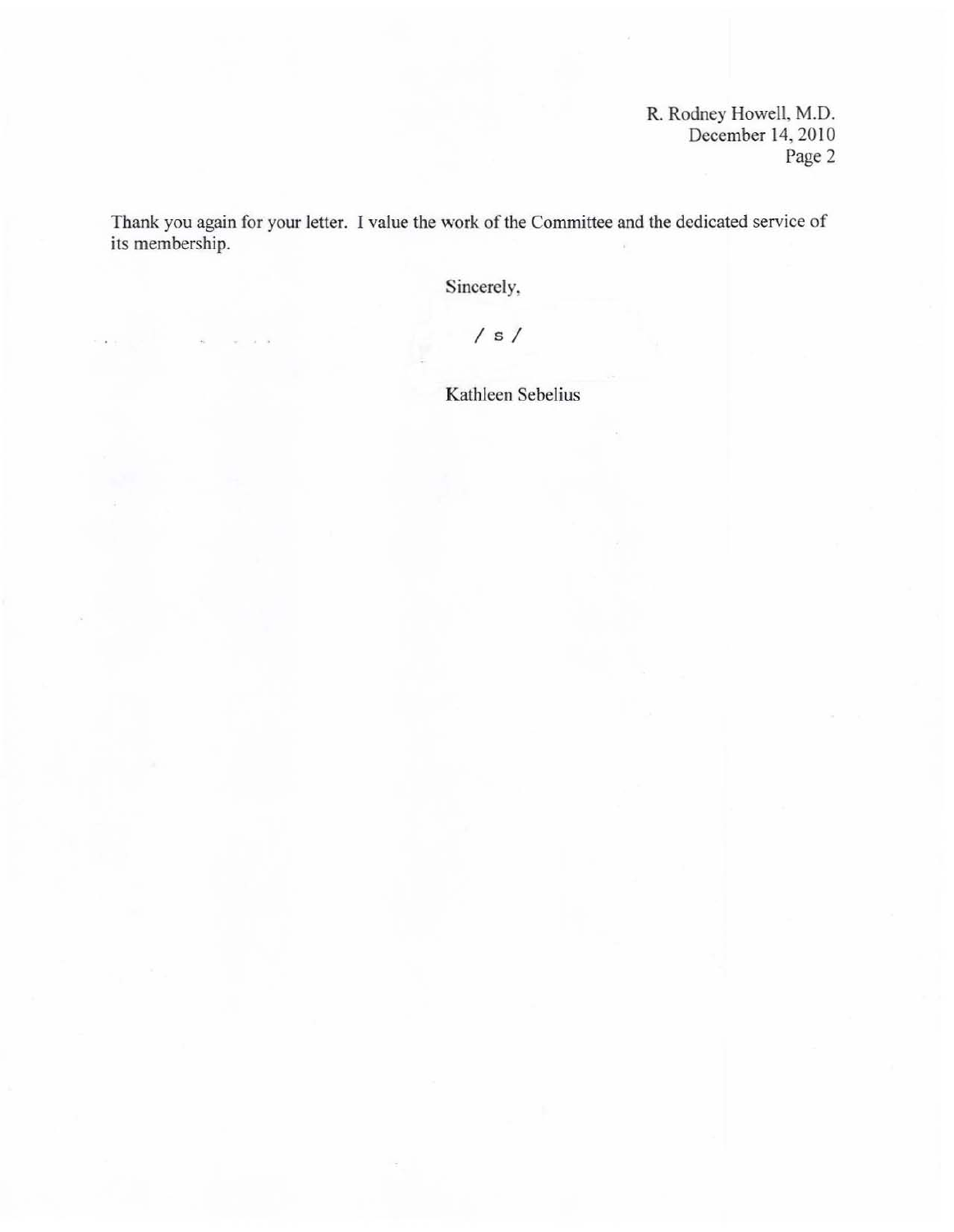Thank you again for your letter. I value the work of the Committee and the dedicated service of its membership.

Sincerely,

/ s /

Kathleen Sebelius